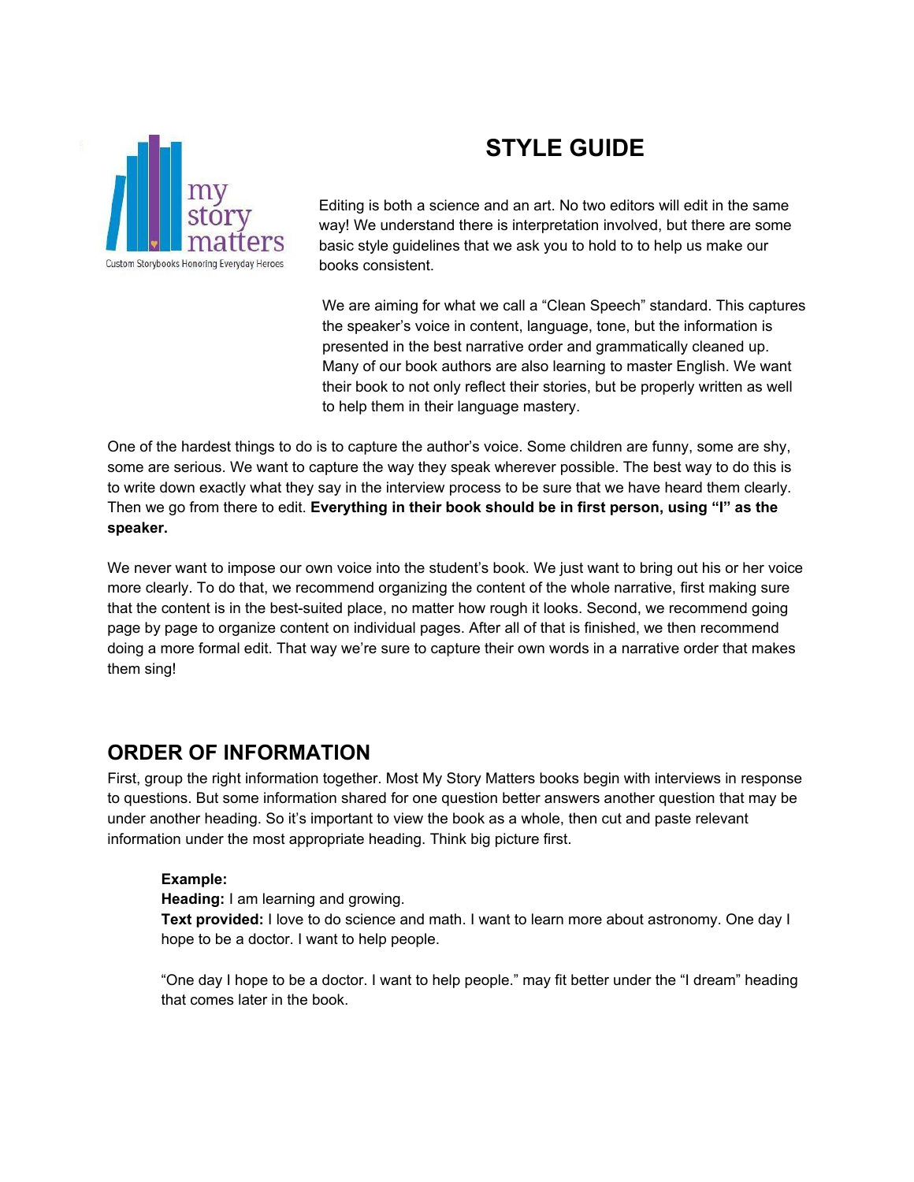# STYLE GUIDE

Editing is both a science and an art. No two editors will edit in the same way! We understand there is interpretation involved, but there are some basic style guidelines that we ask you to hold to to help us make our books consistent.

We are aiming for what we call a "Clean Speech" standard. This captures the speaker's voice in content, language, tone, but the information is presented in the best narrative order and grammatically cleaned up. Many of our book authors are also learning to master English. We want their book to not only reflect their stories, but be properly written as well to help them in their language mastery.

One of the hardest things to do is to capture the author's voice. Some children are funny, some are shy, some are serious. We want to capture the way they speak wherever possible. The best way to do this is to write down exactly what they say in the interview process to be sure that we have heard them clearly. Then we go from there to edit. **Everything in their book should be in first person, using "I" as the speaker.**

We never want to impose our own voice into the student's book. We just want to bring out his or her voice more clearly. To do that, we recommend organizing the content of the whole narrative, first making sure that the content is in the best-suited place, no matter how rough it looks. Second, we recommend going page by page to organize content on individual pages. After all of that is finished, we then recommend doing a more formal edit. That way we're sure to capture their own words in a narrative order that makes them sing!

## ORDER OF INFORMATION

First, group the right information together. Most My Story Matters books begin with interviews in response to questions. But some information shared for one question better answers another question that may be under another heading. So it's important to view the book as a whole, then cut and paste relevant information under the most appropriate heading. Think big picture first.

> **Example:**
> **Heading:** I am learning and growing.
> **Text provided:** I love to do science and math. I want to learn more about astronomy. One day I hope to be a doctor. I want to help people.
>
> "One day I hope to be a doctor. I want to help people." may fit better under the "I dream" heading that comes later in the book.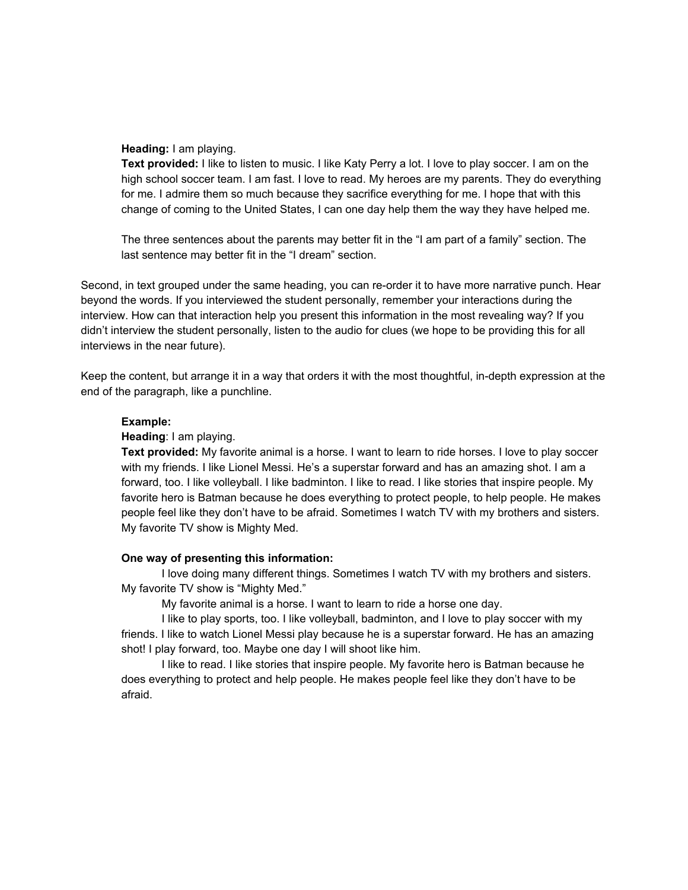**Heading:** I am playing.
**Text provided:** I like to listen to music. I like Katy Perry a lot. I love to play soccer. I am on the high school soccer team. I am fast. I love to read. My heroes are my parents. They do everything for me. I admire them so much because they sacrifice everything for me. I hope that with this change of coming to the United States, I can one day help them the way they have helped me.

The three sentences about the parents may better fit in the "I am part of a family" section. The last sentence may better fit in the "I dream" section.

Second, in text grouped under the same heading, you can re-order it to have more narrative punch. Hear beyond the words. If you interviewed the student personally, remember your interactions during the interview. How can that interaction help you present this information in the most revealing way? If you didn't interview the student personally, listen to the audio for clues (we hope to be providing this for all interviews in the near future).

Keep the content, but arrange it in a way that orders it with the most thoughtful, in-depth expression at the end of the paragraph, like a punchline.

**Example:**
**Heading**: I am playing.
**Text provided:** My favorite animal is a horse. I want to learn to ride horses. I love to play soccer with my friends. I like Lionel Messi. He's a superstar forward and has an amazing shot. I am a forward, too. I like volleyball. I like badminton. I like to read. I like stories that inspire people. My favorite hero is Batman because he does everything to protect people, to help people. He makes people feel like they don't have to be afraid. Sometimes I watch TV with my brothers and sisters. My favorite TV show is Mighty Med.

**One way of presenting this information:**

I love doing many different things. Sometimes I watch TV with my brothers and sisters. My favorite TV show is "Mighty Med."

My favorite animal is a horse. I want to learn to ride a horse one day.

I like to play sports, too. I like volleyball, badminton, and I love to play soccer with my friends. I like to watch Lionel Messi play because he is a superstar forward. He has an amazing shot! I play forward, too. Maybe one day I will shoot like him.

I like to read. I like stories that inspire people. My favorite hero is Batman because he does everything to protect and help people. He makes people feel like they don't have to be afraid.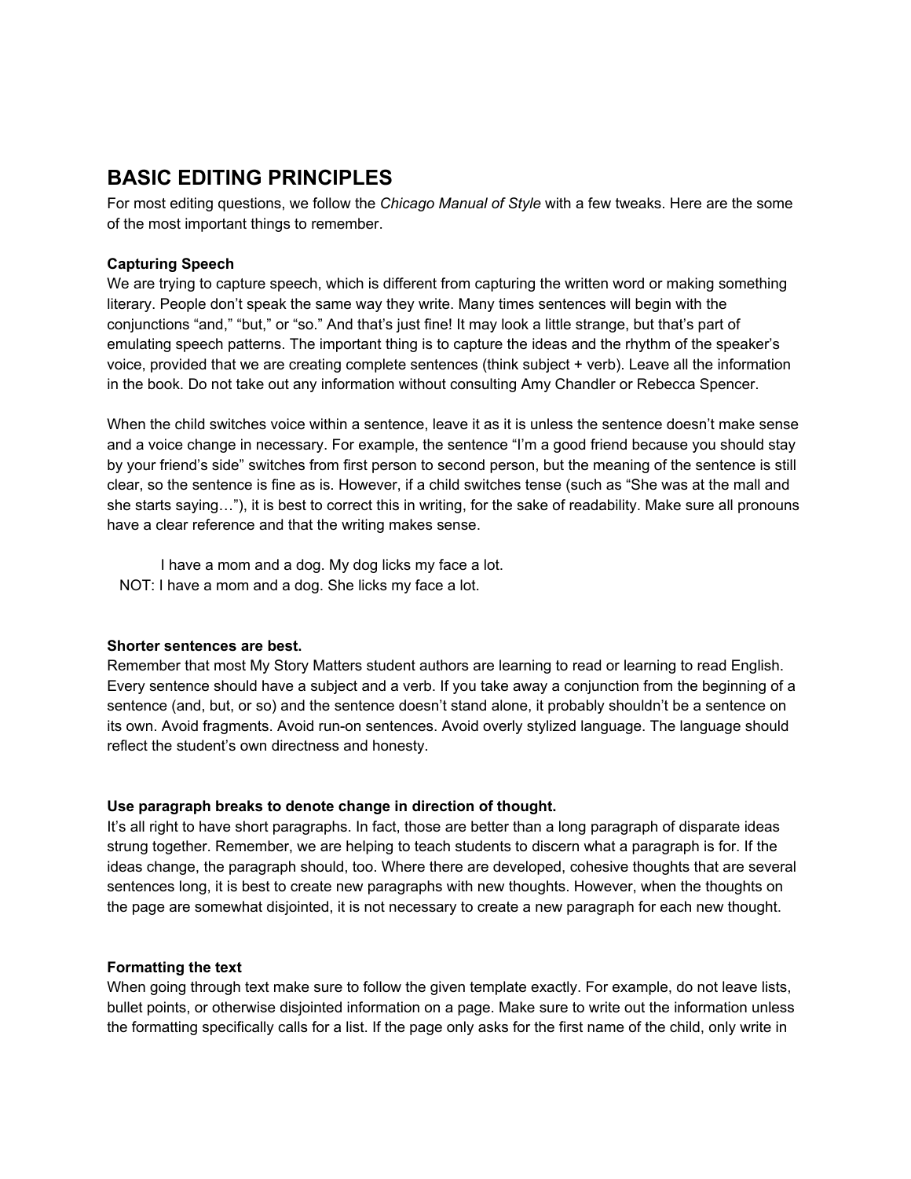# BASIC EDITING PRINCIPLES

For most editing questions, we follow the *Chicago Manual of Style* with a few tweaks. Here are the some of the most important things to remember.

**Capturing Speech**

We are trying to capture speech, which is different from capturing the written word or making something literary. People don't speak the same way they write. Many times sentences will begin with the conjunctions "and," "but," or "so." And that's just fine! It may look a little strange, but that's part of emulating speech patterns. The important thing is to capture the ideas and the rhythm of the speaker's voice, provided that we are creating complete sentences (think subject + verb). Leave all the information in the book. Do not take out any information without consulting Amy Chandler or Rebecca Spencer.

When the child switches voice within a sentence, leave it as it is unless the sentence doesn't make sense and a voice change in necessary. For example, the sentence "I'm a good friend because you should stay by your friend's side" switches from first person to second person, but the meaning of the sentence is still clear, so the sentence is fine as is. However, if a child switches tense (such as "She was at the mall and she starts saying…"), it is best to correct this in writing, for the sake of readability. Make sure all pronouns have a clear reference and that the writing makes sense.

I have a mom and a dog. My dog licks my face a lot.
NOT: I have a mom and a dog. She licks my face a lot.

**Shorter sentences are best.**

Remember that most My Story Matters student authors are learning to read or learning to read English. Every sentence should have a subject and a verb. If you take away a conjunction from the beginning of a sentence (and, but, or so) and the sentence doesn't stand alone, it probably shouldn't be a sentence on its own. Avoid fragments. Avoid run-on sentences. Avoid overly stylized language. The language should reflect the student's own directness and honesty.

**Use paragraph breaks to denote change in direction of thought.**

It's all right to have short paragraphs. In fact, those are better than a long paragraph of disparate ideas strung together. Remember, we are helping to teach students to discern what a paragraph is for. If the ideas change, the paragraph should, too. Where there are developed, cohesive thoughts that are several sentences long, it is best to create new paragraphs with new thoughts. However, when the thoughts on the page are somewhat disjointed, it is not necessary to create a new paragraph for each new thought.

**Formatting the text**

When going through text make sure to follow the given template exactly. For example, do not leave lists, bullet points, or otherwise disjointed information on a page. Make sure to write out the information unless the formatting specifically calls for a list. If the page only asks for the first name of the child, only write in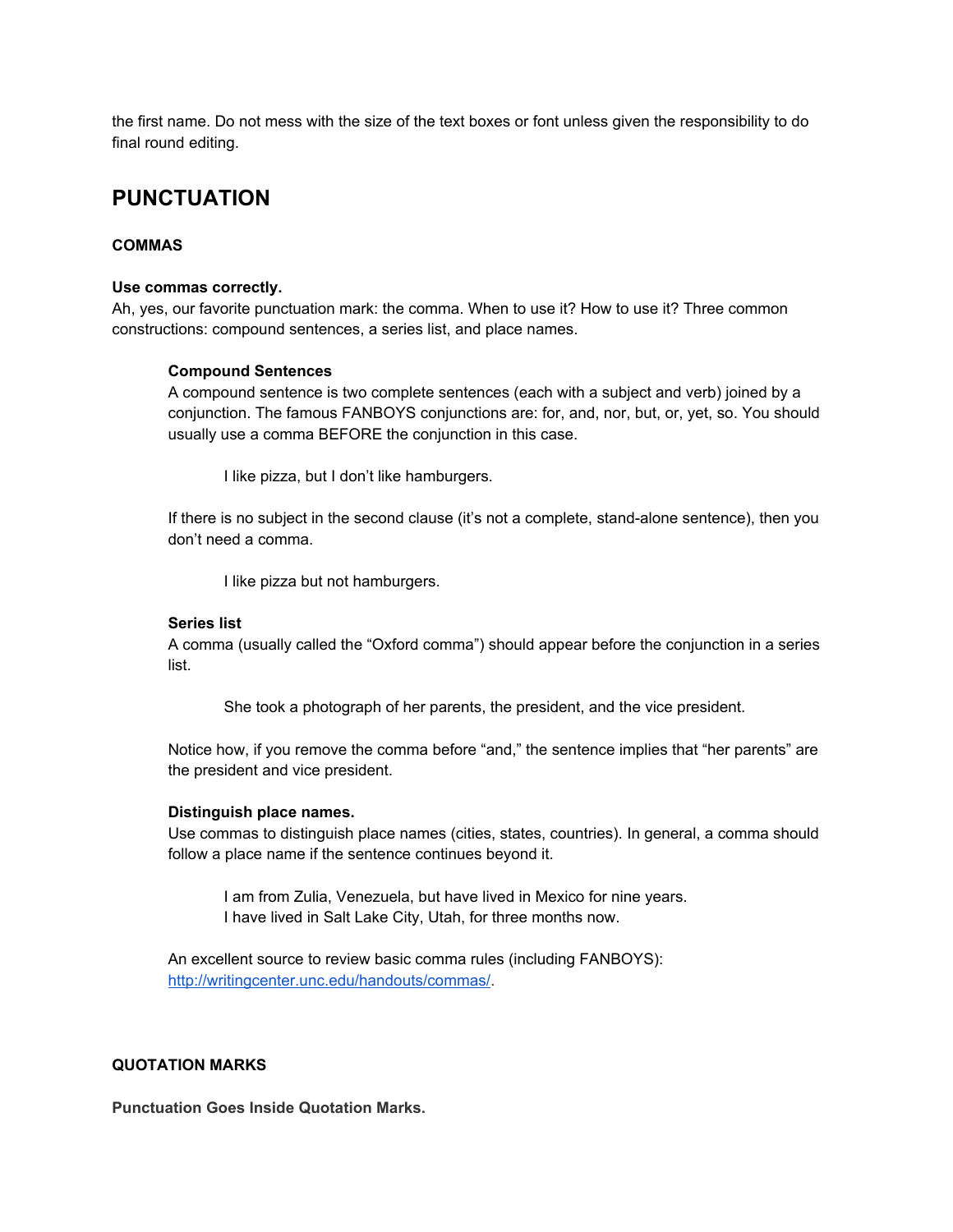the first name. Do not mess with the size of the text boxes or font unless given the responsibility to do final round editing.

## PUNCTUATION

### COMMAS

**Use commas correctly.**

Ah, yes, our favorite punctuation mark: the comma. When to use it? How to use it? Three common constructions: compound sentences, a series list, and place names.

> **Compound Sentences**
>
> A compound sentence is two complete sentences (each with a subject and verb) joined by a conjunction. The famous FANBOYS conjunctions are: for, and, nor, but, or, yet, so. You should usually use a comma BEFORE the conjunction in this case.
>
> > I like pizza, but I don't like hamburgers.
>
> If there is no subject in the second clause (it's not a complete, stand-alone sentence), then you don't need a comma.
>
> > I like pizza but not hamburgers.
>
> **Series list**
>
> A comma (usually called the "Oxford comma") should appear before the conjunction in a series list.
>
> > She took a photograph of her parents, the president, and the vice president.
>
> Notice how, if you remove the comma before "and," the sentence implies that "her parents" are the president and vice president.
>
> **Distinguish place names.**
>
> Use commas to distinguish place names (cities, states, countries). In general, a comma should follow a place name if the sentence continues beyond it.
>
> > I am from Zulia, Venezuela, but have lived in Mexico for nine years.
> > I have lived in Salt Lake City, Utah, for three months now.
>
> An excellent source to review basic comma rules (including FANBOYS): [http://writingcenter.unc.edu/handouts/commas/](http://writingcenter.unc.edu/handouts/commas/).

### QUOTATION MARKS

**Punctuation Goes Inside Quotation Marks.**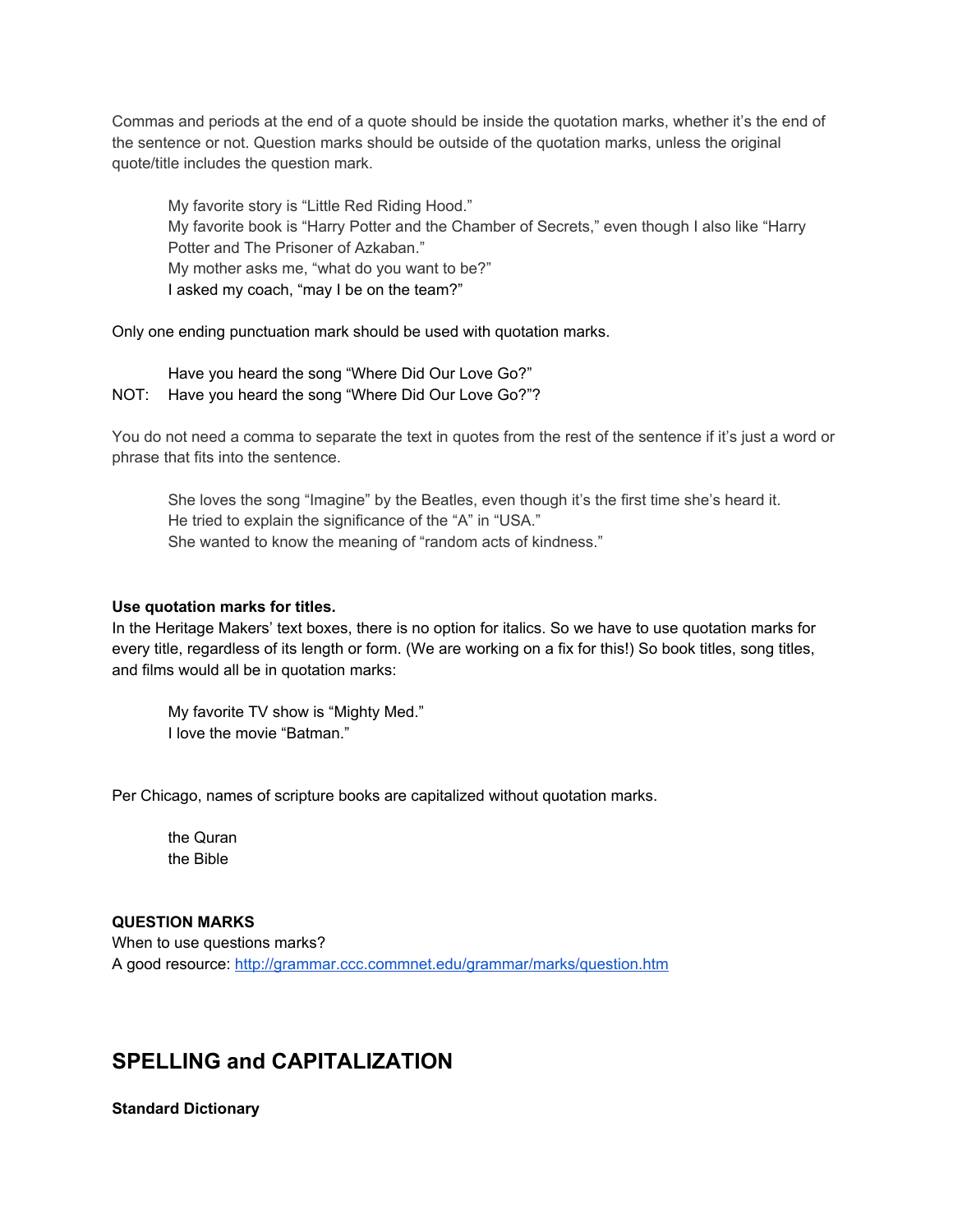Commas and periods at the end of a quote should be inside the quotation marks, whether it's the end of the sentence or not. Question marks should be outside of the quotation marks, unless the original quote/title includes the question mark.

> My favorite story is "Little Red Riding Hood."
> My favorite book is "Harry Potter and the Chamber of Secrets," even though I also like "Harry Potter and The Prisoner of Azkaban."
> My mother asks me, "what do you want to be?"
> I asked my coach, "may I be on the team?"

Only one ending punctuation mark should be used with quotation marks.

> Have you heard the song "Where Did Our Love Go?"

NOT: Have you heard the song "Where Did Our Love Go?"?

You do not need a comma to separate the text in quotes from the rest of the sentence if it's just a word or phrase that fits into the sentence.

> She loves the song "Imagine" by the Beatles, even though it's the first time she's heard it.
> He tried to explain the significance of the "A" in "USA."
> She wanted to know the meaning of "random acts of kindness."

**Use quotation marks for titles.**
In the Heritage Makers' text boxes, there is no option for italics. So we have to use quotation marks for every title, regardless of its length or form. (We are working on a fix for this!) So book titles, song titles, and films would all be in quotation marks:

> My favorite TV show is "Mighty Med."
> I love the movie "Batman."

Per Chicago, names of scripture books are capitalized without quotation marks.

> the Quran
> the Bible

**QUESTION MARKS**
When to use questions marks?
A good resource: http://grammar.ccc.commnet.edu/grammar/marks/question.htm

## SPELLING and CAPITALIZATION

**Standard Dictionary**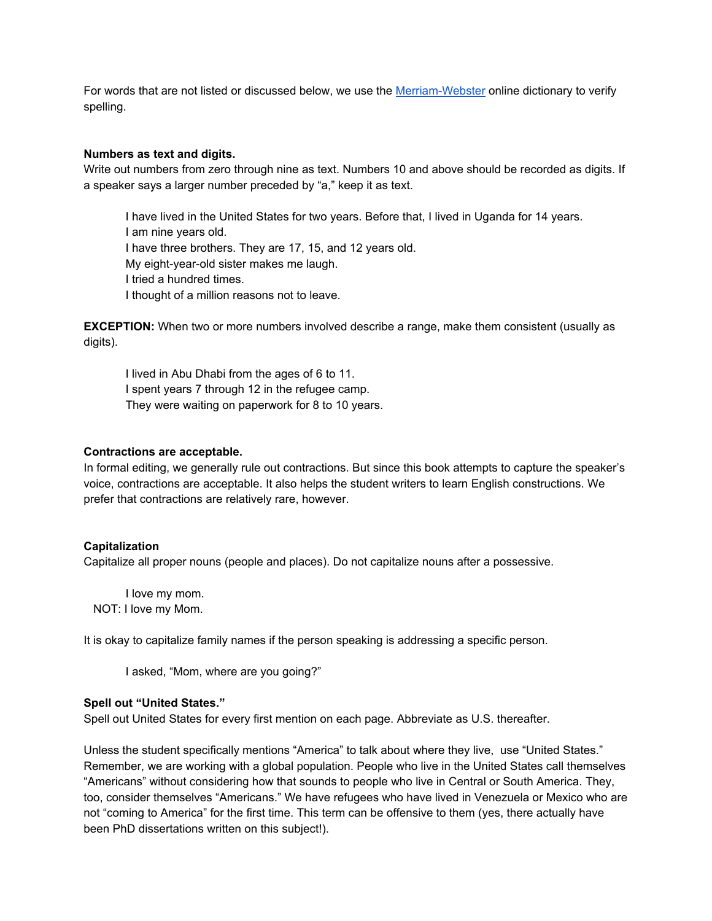For words that are not listed or discussed below, we use the [Merriam-Webster](https://www.merriam-webster.com) online dictionary to verify spelling.

**Numbers as text and digits.**
Write out numbers from zero through nine as text. Numbers 10 and above should be recorded as digits. If a speaker says a larger number preceded by "a," keep it as text.

> I have lived in the United States for two years. Before that, I lived in Uganda for 14 years.
> I am nine years old.
> I have three brothers. They are 17, 15, and 12 years old.
> My eight-year-old sister makes me laugh.
> I tried a hundred times.
> I thought of a million reasons not to leave.

**EXCEPTION:** When two or more numbers involved describe a range, make them consistent (usually as digits).

> I lived in Abu Dhabi from the ages of 6 to 11.
> I spent years 7 through 12 in the refugee camp.
> They were waiting on paperwork for 8 to 10 years.

**Contractions are acceptable.**
In formal editing, we generally rule out contractions. But since this book attempts to capture the speaker's voice, contractions are acceptable. It also helps the student writers to learn English constructions. We prefer that contractions are relatively rare, however.

**Capitalization**
Capitalize all proper nouns (people and places). Do not capitalize nouns after a possessive.

> I love my mom.

NOT: I love my Mom.

It is okay to capitalize family names if the person speaking is addressing a specific person.

> I asked, "Mom, where are you going?"

**Spell out "United States."**
Spell out United States for every first mention on each page. Abbreviate as U.S. thereafter.

Unless the student specifically mentions "America" to talk about where they live, use "United States." Remember, we are working with a global population. People who live in the United States call themselves "Americans" without considering how that sounds to people who live in Central or South America. They, too, consider themselves "Americans." We have refugees who have lived in Venezuela or Mexico who are not "coming to America" for the first time. This term can be offensive to them (yes, there actually have been PhD dissertations written on this subject!).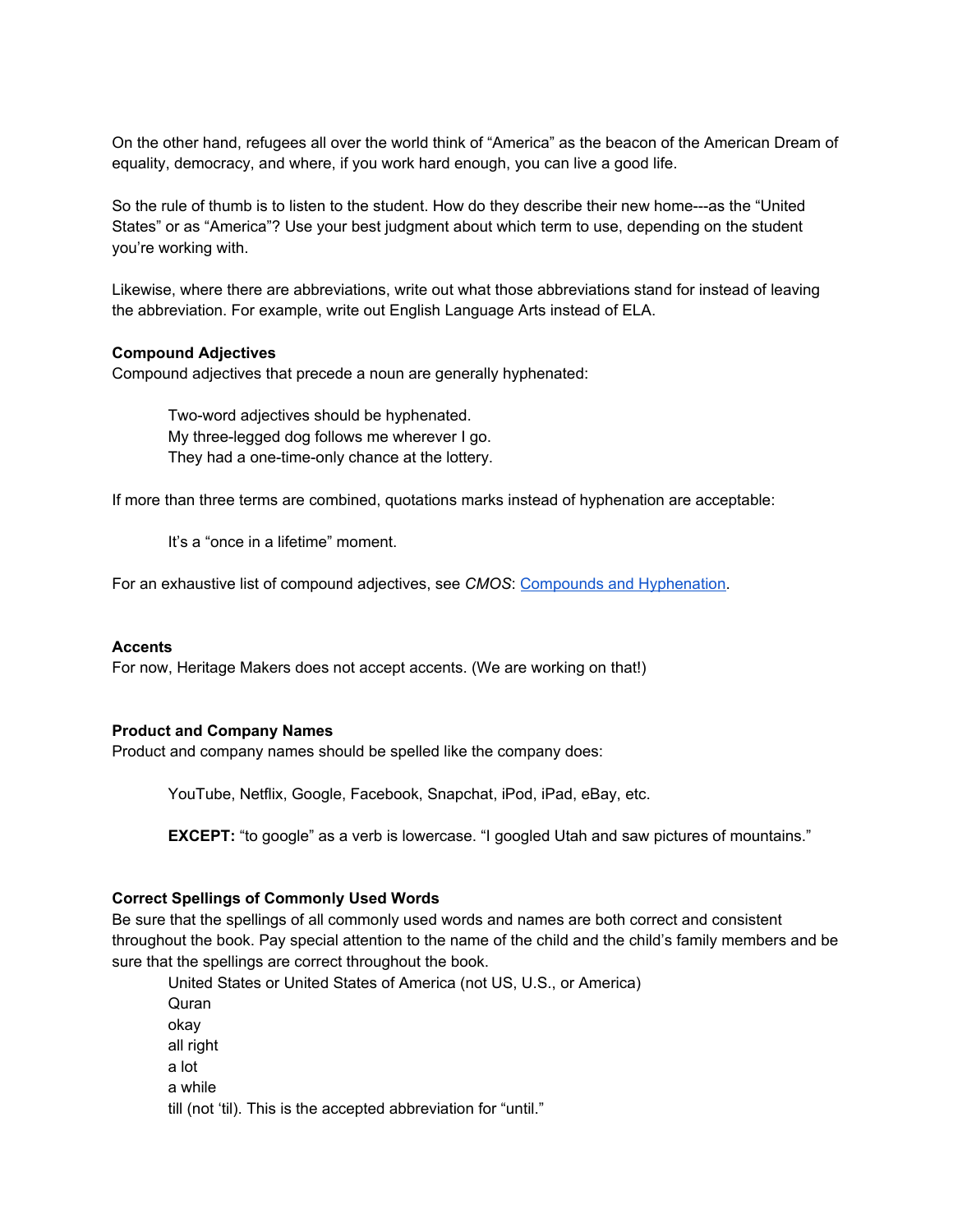On the other hand, refugees all over the world think of "America" as the beacon of the American Dream of equality, democracy, and where, if you work hard enough, you can live a good life.

So the rule of thumb is to listen to the student. How do they describe their new home---as the "United States" or as "America"? Use your best judgment about which term to use, depending on the student you're working with.

Likewise, where there are abbreviations, write out what those abbreviations stand for instead of leaving the abbreviation. For example, write out English Language Arts instead of ELA.

**Compound Adjectives**

Compound adjectives that precede a noun are generally hyphenated:

> Two-word adjectives should be hyphenated.
> My three-legged dog follows me wherever I go.
> They had a one-time-only chance at the lottery.

If more than three terms are combined, quotations marks instead of hyphenation are acceptable:

> It's a "once in a lifetime" moment.

For an exhaustive list of compound adjectives, see *CMOS*: [Compounds and Hyphenation](Compounds and Hyphenation).

**Accents**

For now, Heritage Makers does not accept accents. (We are working on that!)

**Product and Company Names**

Product and company names should be spelled like the company does:

> YouTube, Netflix, Google, Facebook, Snapchat, iPod, iPad, eBay, etc.
>
> **EXCEPT:** "to google" as a verb is lowercase. "I googled Utah and saw pictures of mountains."

**Correct Spellings of Commonly Used Words**

Be sure that the spellings of all commonly used words and names are both correct and consistent throughout the book. Pay special attention to the name of the child and the child's family members and be sure that the spellings are correct throughout the book.

> United States or United States of America (not US, U.S., or America)
> Quran
> okay
> all right
> a lot
> a while
> till (not 'til). This is the accepted abbreviation for "until."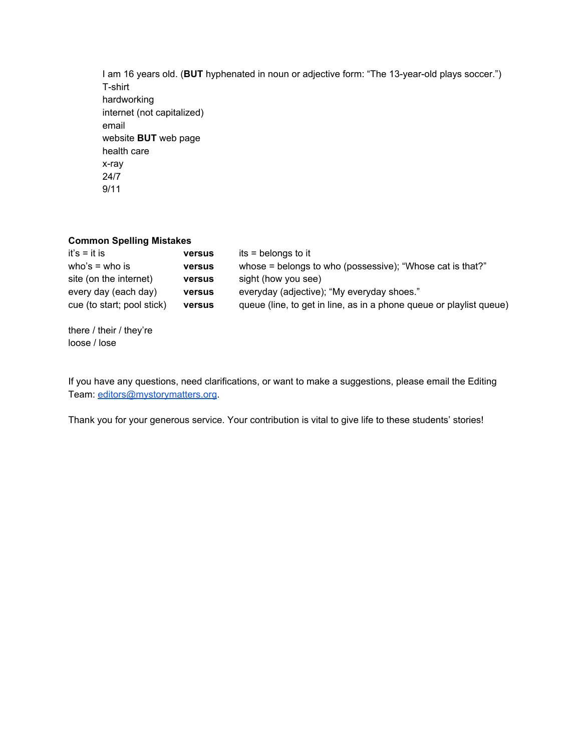I am 16 years old. (**BUT** hyphenated in noun or adjective form: "The 13-year-old plays soccer.")
T-shirt
hardworking
internet (not capitalized)
email
website **BUT** web page
health care
x-ray
24/7
9/11

**Common Spelling Mistakes**

| | | |
|---|---|---|
| it's = it is | **versus** | its = belongs to it |
| who's = who is | **versus** | whose = belongs to who (possessive); "Whose cat is that?" |
| site (on the internet) | **versus** | sight (how you see) |
| every day (each day) | **versus** | everyday (adjective); "My everyday shoes." |
| cue (to start; pool stick) | **versus** | queue (line, to get in line, as in a phone queue or playlist queue) |

there / their / they're
loose / lose

If you have any questions, need clarifications, or want to make a suggestions, please email the Editing Team: [editors@mystorymatters.org](mailto:editors@mystorymatters.org).

Thank you for your generous service. Your contribution is vital to give life to these students' stories!